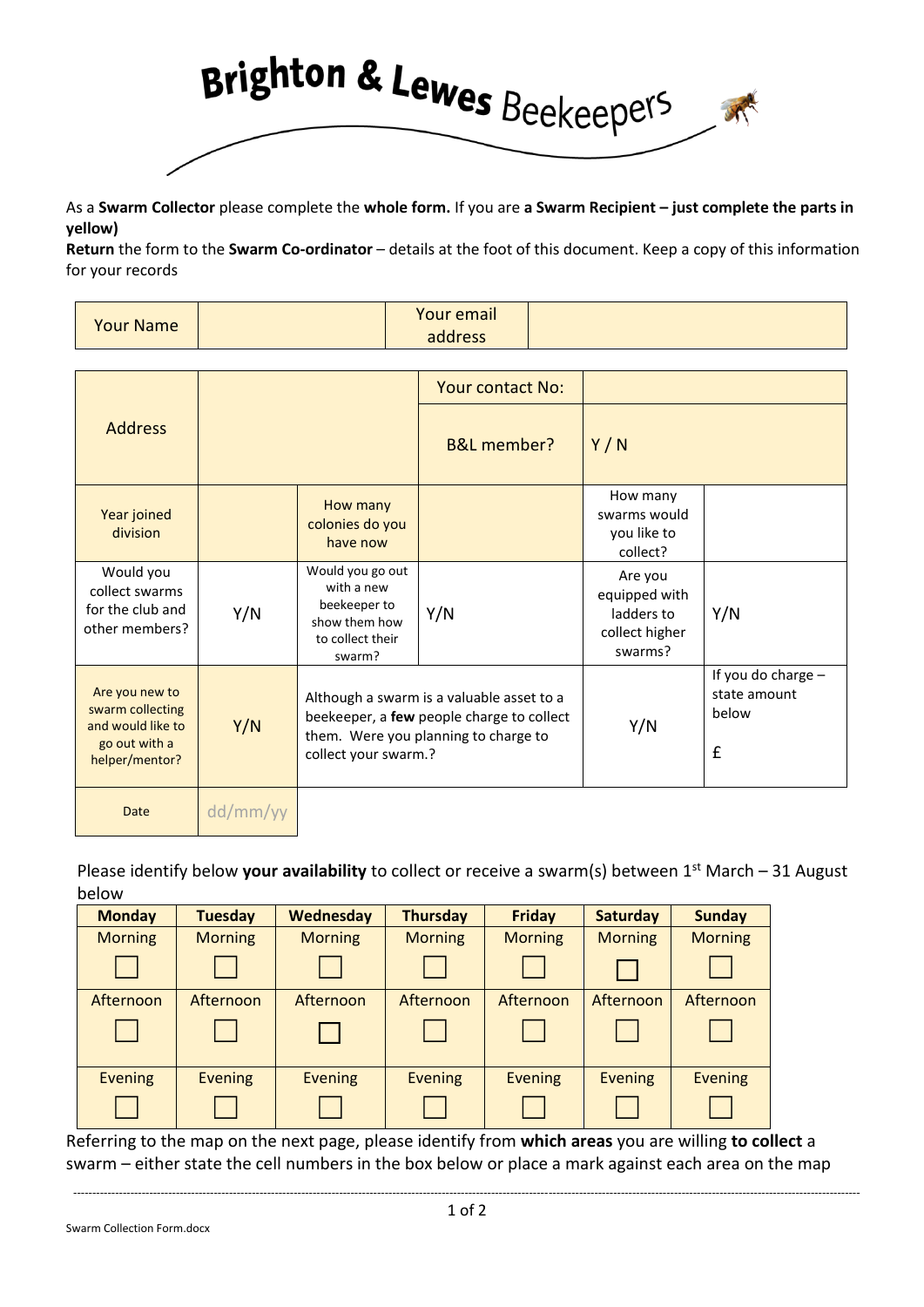# Brighton & Lewes Beekeepers

As a **Swarm Collector** please complete the **whole form.** If you are **a Swarm Recipient – just complete the parts in yellow)**

**Return** the form to the **Swarm Co-ordinator** – details at the foot of this document. Keep a copy of this information for your records

| Your Name | | Your email address | |
|---|---|---|---|

| Address | | | Your contact No: | | |
|---|---|---|---|---|---|
| | | | B&L member? | Y / N | |
| Year joined division | | How many colonies do you have now | | How many swarms would you like to collect? | |
| Would you collect swarms for the club and other members? | Y/N | Would you go out with a new beekeeper to show them how to collect their swarm? | Y/N | Are you equipped with ladders to collect higher swarms? | Y/N |
| Are you new to swarm collecting and would like to go out with a helper/mentor? | Y/N | Although a swarm is a valuable asset to a beekeeper, a **few** people charge to collect them. Were you planning to charge to collect your swarm.? | | Y/N | If you do charge – state amount below £ |
| Date | dd/mm/yy | | | | |

Please identify below **your availability** to collect or receive a swarm(s) between 1st March – 31 August below

| Monday | Tuesday | Wednesday | Thursday | Friday | Saturday | Sunday |
|---|---|---|---|---|---|---|
| Morning ☐ | Morning ☐ | Morning ☐ | Morning ☐ | Morning ☐ | Morning ☐ | Morning ☐ |
| Afternoon ☐ | Afternoon ☐ | Afternoon ☐ | Afternoon ☐ | Afternoon ☐ | Afternoon ☐ | Afternoon ☐ |
| Evening ☐ | Evening ☐ | Evening ☐ | Evening ☐ | Evening ☐ | Evening ☐ | Evening ☐ |

Referring to the map on the next page, please identify from **which areas** you are willing **to collect** a swarm – either state the cell numbers in the box below or place a mark against each area on the map

Swarm Collection Form.docx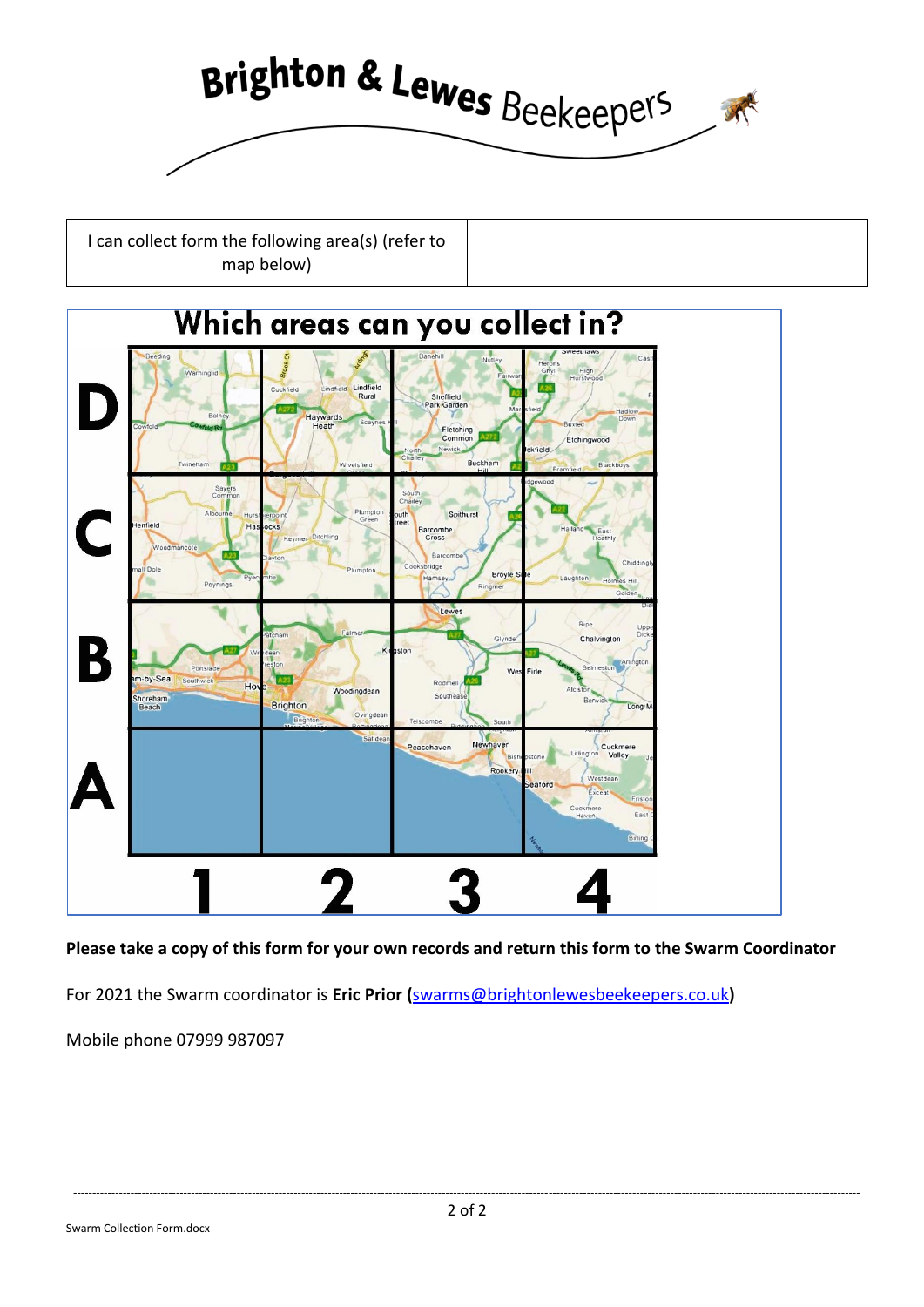# Brighton & Lewes Beekeepers

| I can collect form the following area(s) (refer to map below) | |
|---|---|

## Which areas can you collect in?

D
C
B
A
1 2 3 4

**Please take a copy of this form for your own records and return this form to the Swarm Coordinator**

For 2021 the Swarm coordinator is **Eric Prior (**swarms@brightonlewesbeekeepers.co.uk**)**

Mobile phone 07999 987097